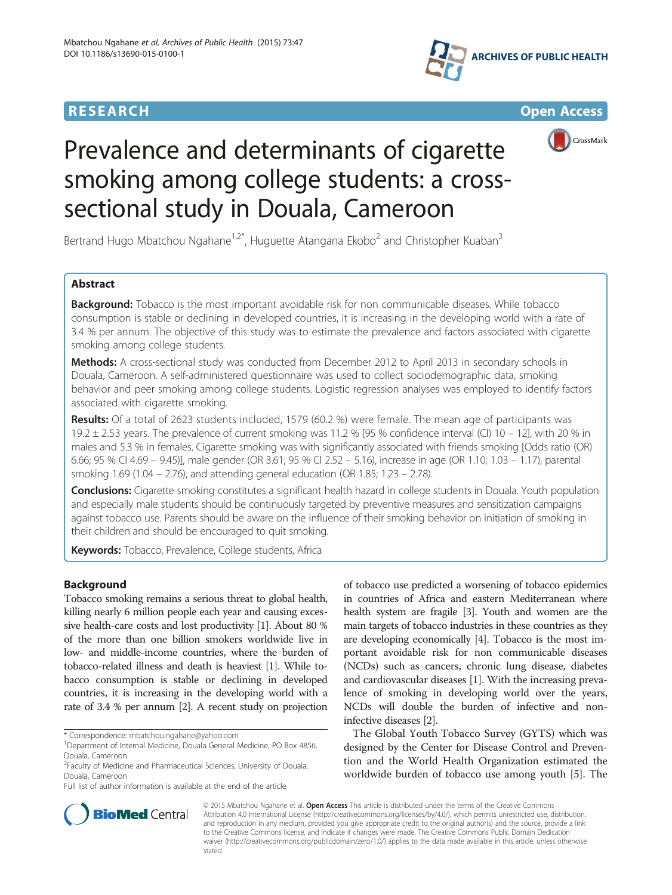# Prevalence and determinants of cigarette smoking among college students: a cross-sectional study in Douala, Cameroon

Bertrand Hugo Mbatchou Ngahane[1,2*], Huguette Atangana Ekobo[2] and Christopher Kuaban[3]

## Abstract

**Background:** Tobacco is the most important avoidable risk for non communicable diseases. While tobacco consumption is stable or declining in developed countries, it is increasing in the developing world with a rate of 3.4 % per annum. The objective of this study was to estimate the prevalence and factors associated with cigarette smoking among college students.

**Methods:** A cross-sectional study was conducted from December 2012 to April 2013 in secondary schools in Douala, Cameroon. A self-administered questionnaire was used to collect sociodemographic data, smoking behavior and peer smoking among college students. Logistic regression analyses was employed to identify factors associated with cigarette smoking.

**Results:** Of a total of 2623 students included, 1579 (60.2 %) were female. The mean age of participants was 19.2 ± 2.53 years. The prevalence of current smoking was 11.2 % [95 % confidence interval (CI) 10 – 12], with 20 % in males and 5.3 % in females. Cigarette smoking was with significantly associated with friends smoking [Odds ratio (OR) 6.66; 95 % CI 4.69 – 9.45)], male gender (OR 3.61; 95 % CI 2.52 – 5.16), increase in age (OR 1.10; 1.03 – 1.17), parental smoking 1.69 (1.04 – 2.76), and attending general education (OR 1.85; 1.23 – 2.78).

**Conclusions:** Cigarette smoking constitutes a significant health hazard in college students in Douala. Youth population and especially male students should be continuously targeted by preventive measures and sensitization campaigns against tobacco use. Parents should be aware on the influence of their smoking behavior on initiation of smoking in their children and should be encouraged to quit smoking.

**Keywords:** Tobacco, Prevalence, College students, Africa

## Background

Tobacco smoking remains a serious threat to global health, killing nearly 6 million people each year and causing excessive health-care costs and lost productivity [1]. About 80 % of the more than one billion smokers worldwide live in low- and middle-income countries, where the burden of tobacco-related illness and death is heaviest [1]. While tobacco consumption is stable or declining in developed countries, it is increasing in the developing world with a rate of 3.4 % per annum [2]. A recent study on projection of tobacco use predicted a worsening of tobacco epidemics in countries of Africa and eastern Mediterranean where health system are fragile [3]. Youth and women are the main targets of tobacco industries in these countries as they are developing economically [4]. Tobacco is the most important avoidable risk for non communicable diseases (NCDs) such as cancers, chronic lung disease, diabetes and cardiovascular diseases [1]. With the increasing prevalence of smoking in developing world over the years, NCDs will double the burden of infective and non-infective diseases [2].

The Global Youth Tobacco Survey (GYTS) which was designed by the Center for Disease Control and Prevention and the World Health Organization estimated the worldwide burden of tobacco use among youth [5]. The

\* Correspondence: mbatchou.ngahane@yahoo.com
[1]Department of Internal Medicine, Douala General Medicine, PO Box 4856, Douala, Cameroon
[2]Faculty of Medicine and Pharmaceutical Sciences, University of Douala, Douala, Cameroon
Full list of author information is available at the end of the article

© 2015 Mbatchou Ngahane et al. **Open Access** This article is distributed under the terms of the Creative Commons Attribution 4.0 International License (http://creativecommons.org/licenses/by/4.0/), which permits unrestricted use, distribution, and reproduction in any medium, provided you give appropriate credit to the original author(s) and the source, provide a link to the Creative Commons license, and indicate if changes were made. The Creative Commons Public Domain Dedication waiver (http://creativecommons.org/publicdomain/zero/1.0/) applies to the data made available in this article, unless otherwise stated.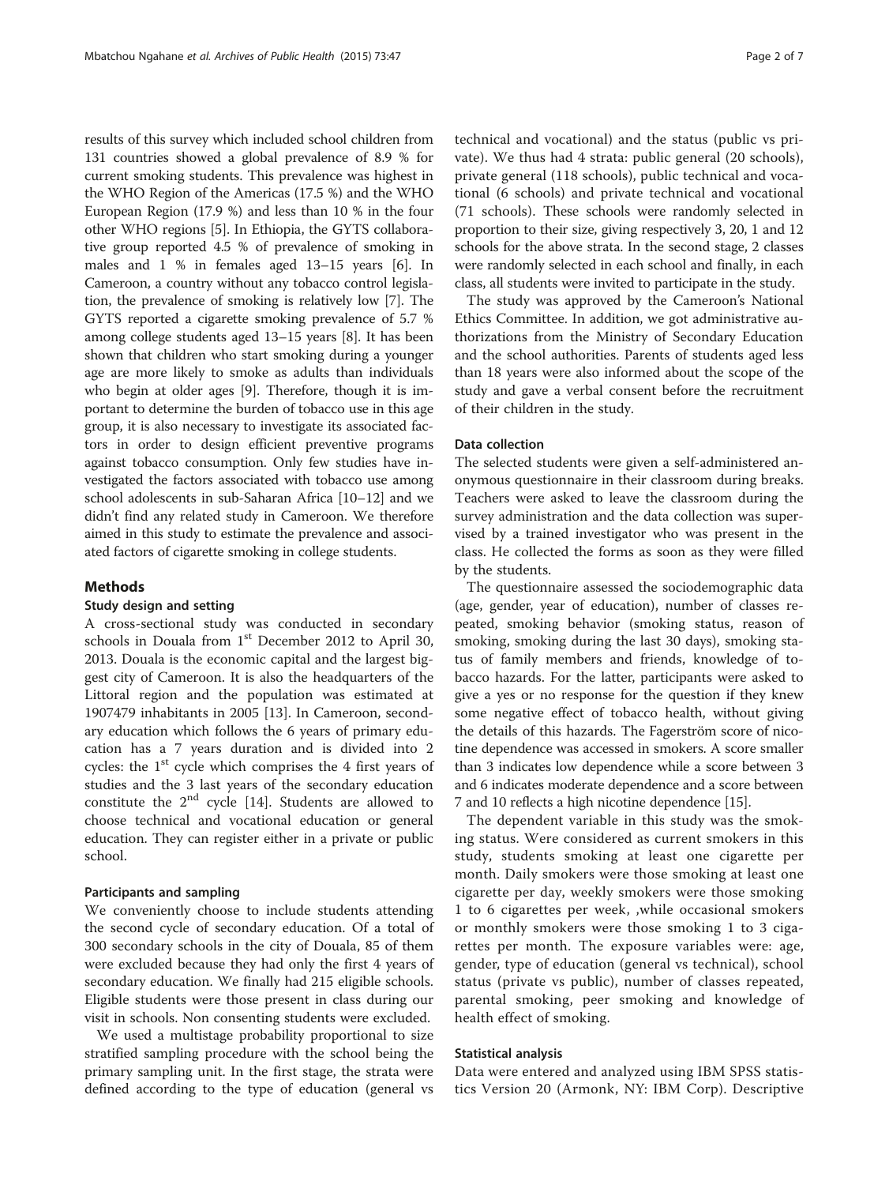results of this survey which included school children from 131 countries showed a global prevalence of 8.9 % for current smoking students. This prevalence was highest in the WHO Region of the Americas (17.5 %) and the WHO European Region (17.9 %) and less than 10 % in the four other WHO regions [5]. In Ethiopia, the GYTS collaborative group reported 4.5 % of prevalence of smoking in males and 1 % in females aged 13–15 years [6]. In Cameroon, a country without any tobacco control legislation, the prevalence of smoking is relatively low [7]. The GYTS reported a cigarette smoking prevalence of 5.7 % among college students aged 13–15 years [8]. It has been shown that children who start smoking during a younger age are more likely to smoke as adults than individuals who begin at older ages [9]. Therefore, though it is important to determine the burden of tobacco use in this age group, it is also necessary to investigate its associated factors in order to design efficient preventive programs against tobacco consumption. Only few studies have investigated the factors associated with tobacco use among school adolescents in sub-Saharan Africa [10–12] and we didn't find any related study in Cameroon. We therefore aimed in this study to estimate the prevalence and associated factors of cigarette smoking in college students.

## Methods

### Study design and setting

A cross-sectional study was conducted in secondary schools in Douala from 1st December 2012 to April 30, 2013. Douala is the economic capital and the largest biggest city of Cameroon. It is also the headquarters of the Littoral region and the population was estimated at 1907479 inhabitants in 2005 [13]. In Cameroon, secondary education which follows the 6 years of primary education has a 7 years duration and is divided into 2 cycles: the 1st cycle which comprises the 4 first years of studies and the 3 last years of the secondary education constitute the 2nd cycle [14]. Students are allowed to choose technical and vocational education or general education. They can register either in a private or public school.

### Participants and sampling

We conveniently choose to include students attending the second cycle of secondary education. Of a total of 300 secondary schools in the city of Douala, 85 of them were excluded because they had only the first 4 years of secondary education. We finally had 215 eligible schools. Eligible students were those present in class during our visit in schools. Non consenting students were excluded.

We used a multistage probability proportional to size stratified sampling procedure with the school being the primary sampling unit. In the first stage, the strata were defined according to the type of education (general vs technical and vocational) and the status (public vs private). We thus had 4 strata: public general (20 schools), private general (118 schools), public technical and vocational (6 schools) and private technical and vocational (71 schools). These schools were randomly selected in proportion to their size, giving respectively 3, 20, 1 and 12 schools for the above strata. In the second stage, 2 classes were randomly selected in each school and finally, in each class, all students were invited to participate in the study.

The study was approved by the Cameroon's National Ethics Committee. In addition, we got administrative authorizations from the Ministry of Secondary Education and the school authorities. Parents of students aged less than 18 years were also informed about the scope of the study and gave a verbal consent before the recruitment of their children in the study.

### Data collection

The selected students were given a self-administered anonymous questionnaire in their classroom during breaks. Teachers were asked to leave the classroom during the survey administration and the data collection was supervised by a trained investigator who was present in the class. He collected the forms as soon as they were filled by the students.

The questionnaire assessed the sociodemographic data (age, gender, year of education), number of classes repeated, smoking behavior (smoking status, reason of smoking, smoking during the last 30 days), smoking status of family members and friends, knowledge of tobacco hazards. For the latter, participants were asked to give a yes or no response for the question if they knew some negative effect of tobacco health, without giving the details of this hazards. The Fagerström score of nicotine dependence was accessed in smokers. A score smaller than 3 indicates low dependence while a score between 3 and 6 indicates moderate dependence and a score between 7 and 10 reflects a high nicotine dependence [15].

The dependent variable in this study was the smoking status. Were considered as current smokers in this study, students smoking at least one cigarette per month. Daily smokers were those smoking at least one cigarette per day, weekly smokers were those smoking 1 to 6 cigarettes per week, ,while occasional smokers or monthly smokers were those smoking 1 to 3 cigarettes per month. The exposure variables were: age, gender, type of education (general vs technical), school status (private vs public), number of classes repeated, parental smoking, peer smoking and knowledge of health effect of smoking.

### Statistical analysis

Data were entered and analyzed using IBM SPSS statistics Version 20 (Armonk, NY: IBM Corp). Descriptive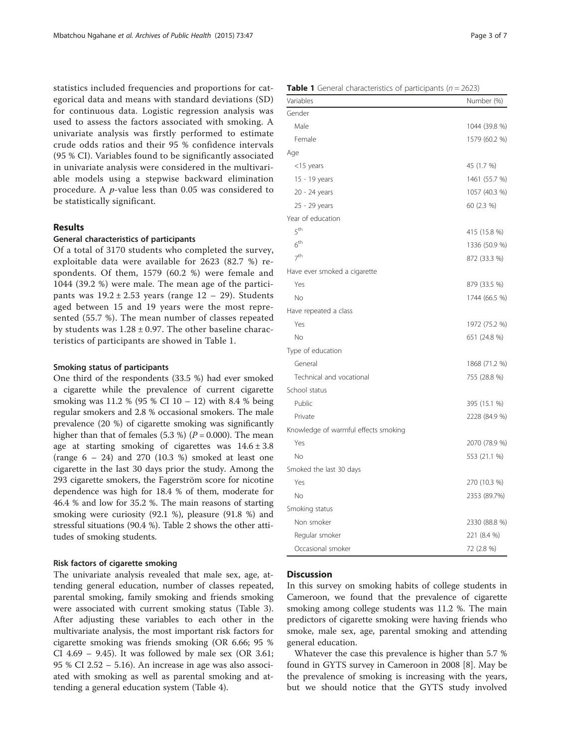statistics included frequencies and proportions for categorical data and means with standard deviations (SD) for continuous data. Logistic regression analysis was used to assess the factors associated with smoking. A univariate analysis was firstly performed to estimate crude odds ratios and their 95 % confidence intervals (95 % CI). Variables found to be significantly associated in univariate analysis were considered in the multivariable models using a stepwise backward elimination procedure. A *p*-value less than 0.05 was considered to be statistically significant.

## Results

### General characteristics of participants

Of a total of 3170 students who completed the survey, exploitable data were available for 2623 (82.7 %) respondents. Of them, 1579 (60.2 %) were female and 1044 (39.2 %) were male. The mean age of the participants was $19.2 \pm 2.53$ years (range 12 – 29). Students aged between 15 and 19 years were the most represented (55.7 %). The mean number of classes repeated by students was $1.28 \pm 0.97$. The other baseline characteristics of participants are showed in Table 1.

### Smoking status of participants

One third of the respondents (33.5 %) had ever smoked a cigarette while the prevalence of current cigarette smoking was 11.2 % (95 % CI 10 – 12) with 8.4 % being regular smokers and 2.8 % occasional smokers. The male prevalence (20 %) of cigarette smoking was significantly higher than that of females (5.3 %) ($P = 0.000$). The mean age at starting smoking of cigarettes was $14.6 \pm 3.8$ (range 6 – 24) and 270 (10.3 %) smoked at least one cigarette in the last 30 days prior the study. Among the 293 cigarette smokers, the Fagerström score for nicotine dependence was high for 18.4 % of them, moderate for 46.4 % and low for 35.2 %. The main reasons of starting smoking were curiosity (92.1 %), pleasure (91.8 %) and stressful situations (90.4 %). Table 2 shows the other attitudes of smoking students.

### Risk factors of cigarette smoking

The univariate analysis revealed that male sex, age, attending general education, number of classes repeated, parental smoking, family smoking and friends smoking were associated with current smoking status (Table 3). After adjusting these variables to each other in the multivariate analysis, the most important risk factors for cigarette smoking was friends smoking (OR 6.66; 95 % CI 4.69 – 9.45). It was followed by male sex (OR 3.61; 95 % CI 2.52 – 5.16). An increase in age was also associated with smoking as well as parental smoking and attending a general education system (Table 4).

**Table 1** General characteristics of participants ($n = 2623$)

| Variables | Number (%) |
|---|---|
| Gender | |
| Male | 1044 (39.8 %) |
| Female | 1579 (60.2 %) |
| Age | |
| <15 years | 45 (1.7 %) |
| 15 - 19 years | 1461 (55.7 %) |
| 20 - 24 years | 1057 (40.3 %) |
| 25 - 29 years | 60 (2.3 %) |
| Year of education | |
| 5th | 415 (15.8 %) |
| 6th | 1336 (50.9 %) |
| 7th | 872 (33.3 %) |
| Have ever smoked a cigarette | |
| Yes | 879 (33.5 %) |
| No | 1744 (66.5 %) |
| Have repeated a class | |
| Yes | 1972 (75.2 %) |
| No | 651 (24.8 %) |
| Type of education | |
| General | 1868 (71.2 %) |
| Technical and vocational | 755 (28.8 %) |
| School status | |
| Public | 395 (15.1 %) |
| Private | 2228 (84.9 %) |
| Knowledge of warmful effects smoking | |
| Yes | 2070 (78.9 %) |
| No | 553 (21.1 %) |
| Smoked the last 30 days | |
| Yes | 270 (10.3 %) |
| No | 2353 (89.7%) |
| Smoking status | |
| Non smoker | 2330 (88.8 %) |
| Regular smoker | 221 (8.4 %) |
| Occasional smoker | 72 (2.8 %) |

## Discussion

In this survey on smoking habits of college students in Cameroon, we found that the prevalence of cigarette smoking among college students was 11.2 %. The main predictors of cigarette smoking were having friends who smoke, male sex, age, parental smoking and attending general education.

Whatever the case this prevalence is higher than 5.7 % found in GYTS survey in Cameroon in 2008 [8]. May be the prevalence of smoking is increasing with the years, but we should notice that the GYTS study involved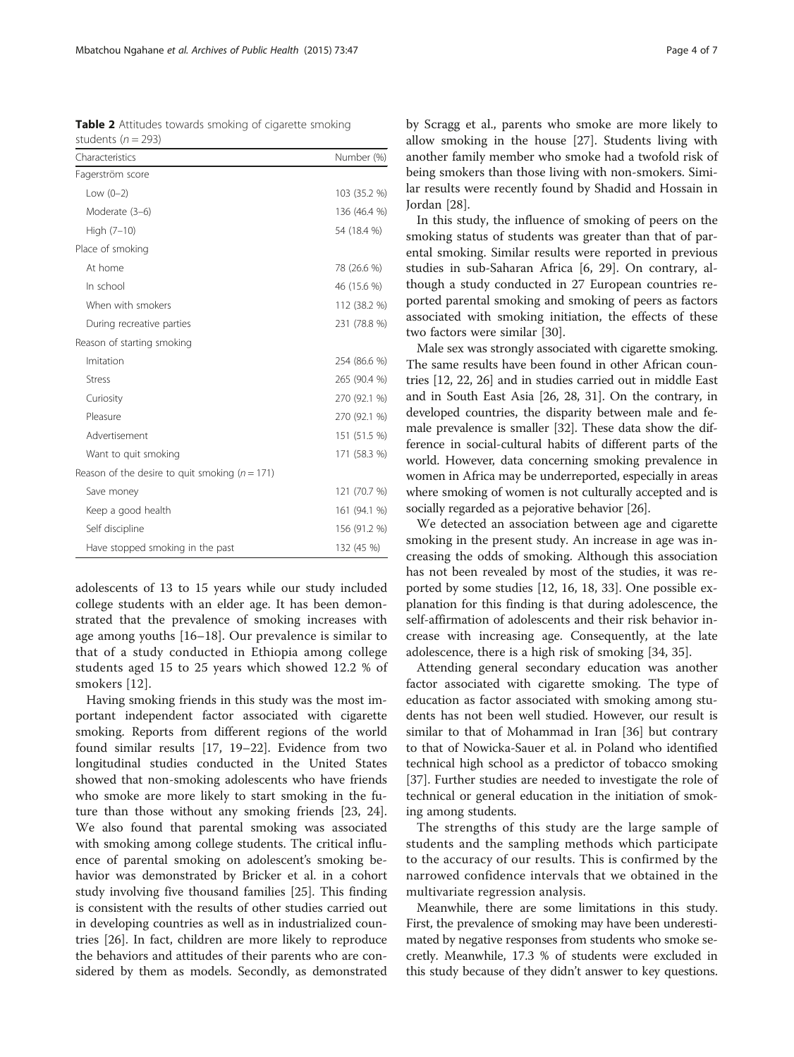**Table 2** Attitudes towards smoking of cigarette smoking students ($n = 293$)

| Characteristics | Number (%) |
|---|---|
| Fagerström score | |
| Low (0–2) | 103 (35.2 %) |
| Moderate (3–6) | 136 (46.4 %) |
| High (7–10) | 54 (18.4 %) |
| Place of smoking | |
| At home | 78 (26.6 %) |
| In school | 46 (15.6 %) |
| When with smokers | 112 (38.2 %) |
| During recreative parties | 231 (78.8 %) |
| Reason of starting smoking | |
| Imitation | 254 (86.6 %) |
| Stress | 265 (90.4 %) |
| Curiosity | 270 (92.1 %) |
| Pleasure | 270 (92.1 %) |
| Advertisement | 151 (51.5 %) |
| Want to quit smoking | 171 (58.3 %) |
| Reason of the desire to quit smoking ($n = 171$) | |
| Save money | 121 (70.7 %) |
| Keep a good health | 161 (94.1 %) |
| Self discipline | 156 (91.2 %) |
| Have stopped smoking in the past | 132 (45 %) |

adolescents of 13 to 15 years while our study included college students with an elder age. It has been demonstrated that the prevalence of smoking increases with age among youths [16–18]. Our prevalence is similar to that of a study conducted in Ethiopia among college students aged 15 to 25 years which showed 12.2 % of smokers [12].

Having smoking friends in this study was the most important independent factor associated with cigarette smoking. Reports from different regions of the world found similar results [17, 19–22]. Evidence from two longitudinal studies conducted in the United States showed that non-smoking adolescents who have friends who smoke are more likely to start smoking in the future than those without any smoking friends [23, 24]. We also found that parental smoking was associated with smoking among college students. The critical influence of parental smoking on adolescent's smoking behavior was demonstrated by Bricker et al. in a cohort study involving five thousand families [25]. This finding is consistent with the results of other studies carried out in developing countries as well as in industrialized countries [26]. In fact, children are more likely to reproduce the behaviors and attitudes of their parents who are considered by them as models. Secondly, as demonstrated by Scragg et al., parents who smoke are more likely to allow smoking in the house [27]. Students living with another family member who smoke had a twofold risk of being smokers than those living with non-smokers. Similar results were recently found by Shadid and Hossain in Jordan [28].

In this study, the influence of smoking of peers on the smoking status of students was greater than that of parental smoking. Similar results were reported in previous studies in sub-Saharan Africa [6, 29]. On contrary, although a study conducted in 27 European countries reported parental smoking and smoking of peers as factors associated with smoking initiation, the effects of these two factors were similar [30].

Male sex was strongly associated with cigarette smoking. The same results have been found in other African countries [12, 22, 26] and in studies carried out in middle East and in South East Asia [26, 28, 31]. On the contrary, in developed countries, the disparity between male and female prevalence is smaller [32]. These data show the difference in social-cultural habits of different parts of the world. However, data concerning smoking prevalence in women in Africa may be underreported, especially in areas where smoking of women is not culturally accepted and is socially regarded as a pejorative behavior [26].

We detected an association between age and cigarette smoking in the present study. An increase in age was increasing the odds of smoking. Although this association has not been revealed by most of the studies, it was reported by some studies [12, 16, 18, 33]. One possible explanation for this finding is that during adolescence, the self-affirmation of adolescents and their risk behavior increase with increasing age. Consequently, at the late adolescence, there is a high risk of smoking [34, 35].

Attending general secondary education was another factor associated with cigarette smoking. The type of education as factor associated with smoking among students has not been well studied. However, our result is similar to that of Mohammad in Iran [36] but contrary to that of Nowicka-Sauer et al. in Poland who identified technical high school as a predictor of tobacco smoking [37]. Further studies are needed to investigate the role of technical or general education in the initiation of smoking among students.

The strengths of this study are the large sample of students and the sampling methods which participate to the accuracy of our results. This is confirmed by the narrowed confidence intervals that we obtained in the multivariate regression analysis.

Meanwhile, there are some limitations in this study. First, the prevalence of smoking may have been underestimated by negative responses from students who smoke secretly. Meanwhile, 17.3 % of students were excluded in this study because of they didn't answer to key questions.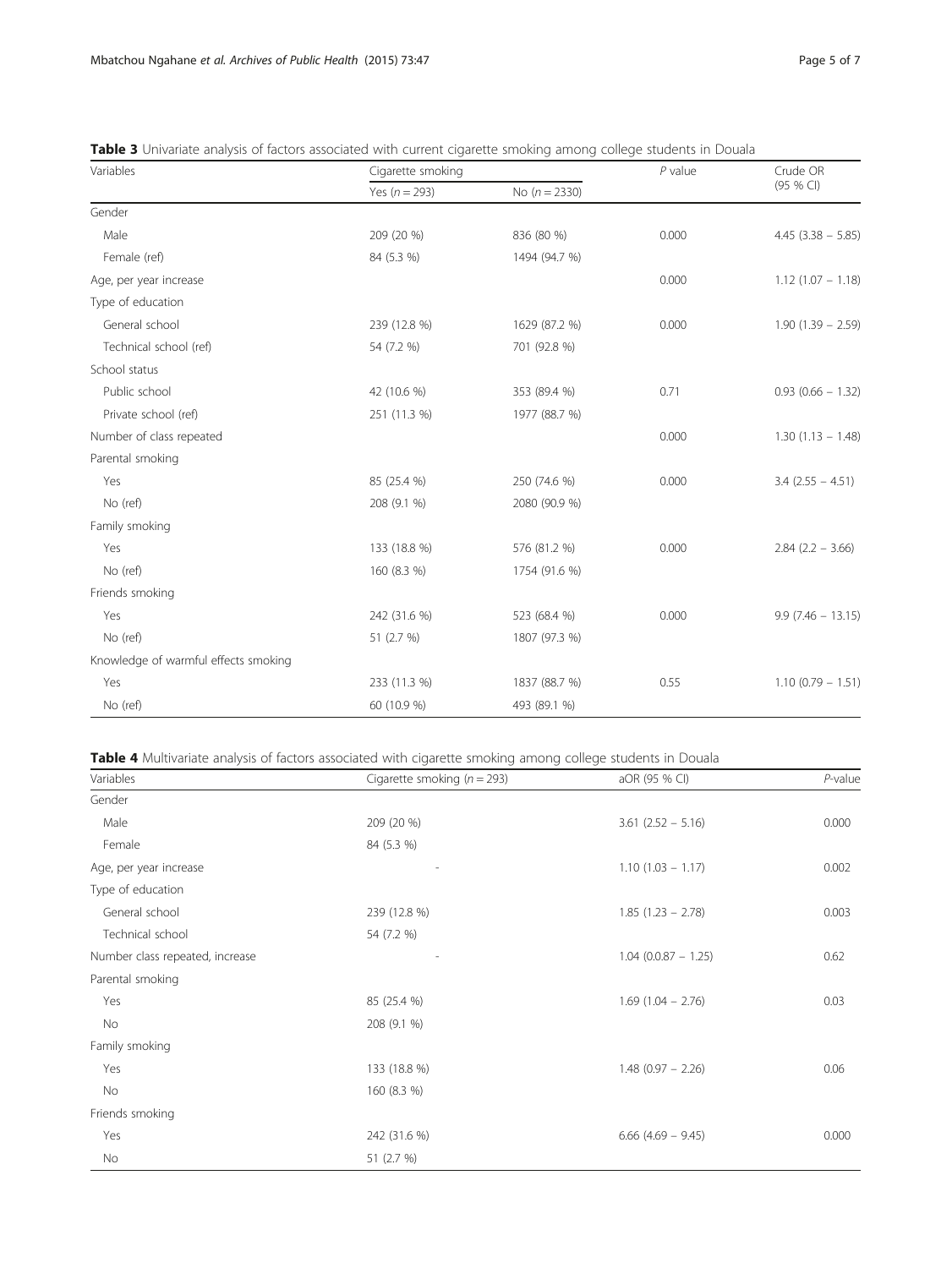**Table 3** Univariate analysis of factors associated with current cigarette smoking among college students in Douala

| Variables | Cigarette smoking | | *P* value | Crude OR (95 % CI) |
|---|---|---|---|---|
| | Yes ($n = 293$) | No ($n = 2330$) | | |
| Gender | | | | |
| Male | 209 (20 %) | 836 (80 %) | 0.000 | 4.45 (3.38 – 5.85) |
| Female (ref) | 84 (5.3 %) | 1494 (94.7 %) | | |
| Age, per year increase | | | 0.000 | 1.12 (1.07 – 1.18) |
| Type of education | | | | |
| General school | 239 (12.8 %) | 1629 (87.2 %) | 0.000 | 1.90 (1.39 – 2.59) |
| Technical school (ref) | 54 (7.2 %) | 701 (92.8 %) | | |
| School status | | | | |
| Public school | 42 (10.6 %) | 353 (89.4 %) | 0.71 | 0.93 (0.66 – 1.32) |
| Private school (ref) | 251 (11.3 %) | 1977 (88.7 %) | | |
| Number of class repeated | | | 0.000 | 1.30 (1.13 – 1.48) |
| Parental smoking | | | | |
| Yes | 85 (25.4 %) | 250 (74.6 %) | 0.000 | 3.4 (2.55 – 4.51) |
| No (ref) | 208 (9.1 %) | 2080 (90.9 %) | | |
| Family smoking | | | | |
| Yes | 133 (18.8 %) | 576 (81.2 %) | 0.000 | 2.84 (2.2 – 3.66) |
| No (ref) | 160 (8.3 %) | 1754 (91.6 %) | | |
| Friends smoking | | | | |
| Yes | 242 (31.6 %) | 523 (68.4 %) | 0.000 | 9.9 (7.46 – 13.15) |
| No (ref) | 51 (2.7 %) | 1807 (97.3 %) | | |
| Knowledge of warmful effects smoking | | | | |
| Yes | 233 (11.3 %) | 1837 (88.7 %) | 0.55 | 1.10 (0.79 – 1.51) |
| No (ref) | 60 (10.9 %) | 493 (89.1 %) | | |

**Table 4** Multivariate analysis of factors associated with cigarette smoking among college students in Douala

| Variables | Cigarette smoking ($n = 293$) | aOR (95 % CI) | *P*-value |
|---|---|---|---|
| Gender | | | |
| Male | 209 (20 %) | 3.61 (2.52 – 5.16) | 0.000 |
| Female | 84 (5.3 %) | | |
| Age, per year increase | - | 1.10 (1.03 – 1.17) | 0.002 |
| Type of education | | | |
| General school | 239 (12.8 %) | 1.85 (1.23 – 2.78) | 0.003 |
| Technical school | 54 (7.2 %) | | |
| Number class repeated, increase | - | 1.04 (0.0.87 – 1.25) | 0.62 |
| Parental smoking | | | |
| Yes | 85 (25.4 %) | 1.69 (1.04 – 2.76) | 0.03 |
| No | 208 (9.1 %) | | |
| Family smoking | | | |
| Yes | 133 (18.8 %) | 1.48 (0.97 – 2.26) | 0.06 |
| No | 160 (8.3 %) | | |
| Friends smoking | | | |
| Yes | 242 (31.6 %) | 6.66 (4.69 – 9.45) | 0.000 |
| No | 51 (2.7 %) | | |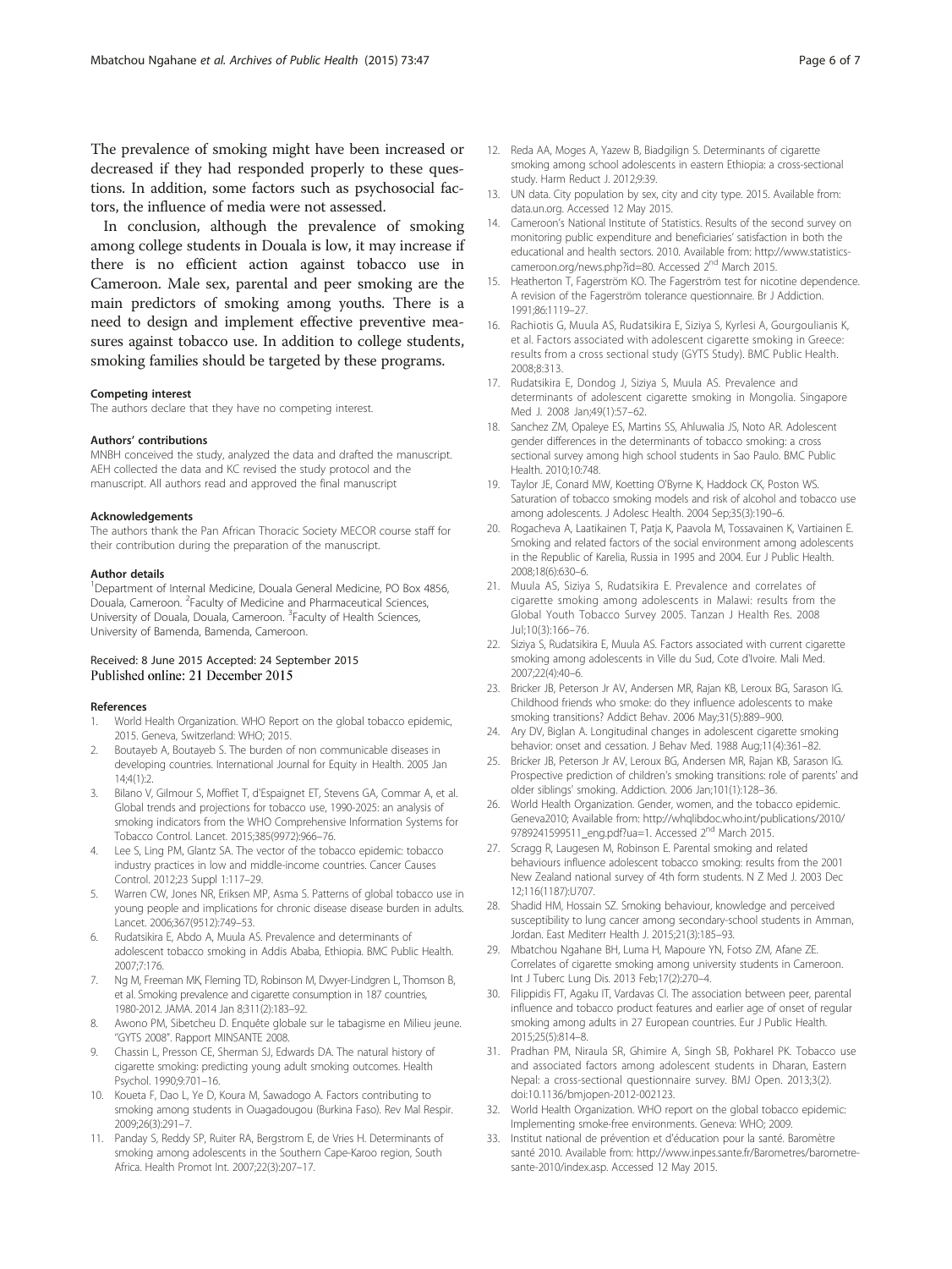The prevalence of smoking might have been increased or decreased if they had responded properly to these questions. In addition, some factors such as psychosocial factors, the influence of media were not assessed.

In conclusion, although the prevalence of smoking among college students in Douala is low, it may increase if there is no efficient action against tobacco use in Cameroon. Male sex, parental and peer smoking are the main predictors of smoking among youths. There is a need to design and implement effective preventive measures against tobacco use. In addition to college students, smoking families should be targeted by these programs.

#### Competing interest

The authors declare that they have no competing interest.

#### Authors' contributions

MNBH conceived the study, analyzed the data and drafted the manuscript. AEH collected the data and KC revised the study protocol and the manuscript. All authors read and approved the final manuscript

#### Acknowledgements

The authors thank the Pan African Thoracic Society MECOR course staff for their contribution during the preparation of the manuscript.

#### Author details

[1]Department of Internal Medicine, Douala General Medicine, PO Box 4856, Douala, Cameroon. [2]Faculty of Medicine and Pharmaceutical Sciences, University of Douala, Douala, Cameroon. [3]Faculty of Health Sciences, University of Bamenda, Bamenda, Cameroon.

Received: 8 June 2015 Accepted: 24 September 2015
Published online: 21 December 2015

#### References

1. World Health Organization. WHO Report on the global tobacco epidemic, 2015. Geneva, Switzerland: WHO; 2015.
2. Boutayeb A, Boutayeb S. The burden of non communicable diseases in developing countries. International Journal for Equity in Health. 2005 Jan 14;4(1):2.
3. Bilano V, Gilmour S, Moffiet T, d'Espaignet ET, Stevens GA, Commar A, et al. Global trends and projections for tobacco use, 1990-2025: an analysis of smoking indicators from the WHO Comprehensive Information Systems for Tobacco Control. Lancet. 2015;385(9972):966–76.
4. Lee S, Ling PM, Glantz SA. The vector of the tobacco epidemic: tobacco industry practices in low and middle-income countries. Cancer Causes Control. 2012;23 Suppl 1:117–29.
5. Warren CW, Jones NR, Eriksen MP, Asma S. Patterns of global tobacco use in young people and implications for chronic disease disease burden in adults. Lancet. 2006;367(9512):749–53.
6. Rudatsikira E, Abdo A, Muula AS. Prevalence and determinants of adolescent tobacco smoking in Addis Ababa, Ethiopia. BMC Public Health. 2007;7:176.
7. Ng M, Freeman MK, Fleming TD, Robinson M, Dwyer-Lindgren L, Thomson B, et al. Smoking prevalence and cigarette consumption in 187 countries, 1980-2012. JAMA. 2014 Jan 8;311(2):183–92.
8. Awono PM, Sibetcheu D. Enquête globale sur le tabagisme en Milieu jeune. "GYTS 2008". Rapport MINSANTE 2008.
9. Chassin L, Presson CE, Sherman SJ, Edwards DA. The natural history of cigarette smoking: predicting young adult smoking outcomes. Health Psychol. 1990;9:701–16.
10. Koueta F, Dao L, Ye D, Koura M, Sawadogo A. Factors contributing to smoking among students in Ouagadougou (Burkina Faso). Rev Mal Respir. 2009;26(3):291–7.
11. Panday S, Reddy SP, Ruiter RA, Bergstrom E, de Vries H. Determinants of smoking among adolescents in the Southern Cape-Karoo region, South Africa. Health Promot Int. 2007;22(3):207–17.
12. Reda AA, Moges A, Yazew B, Biadgilign S. Determinants of cigarette smoking among school adolescents in eastern Ethiopia: a cross-sectional study. Harm Reduct J. 2012;9:39.
13. UN data. City population by sex, city and city type. 2015. Available from: data.un.org. Accessed 12 May 2015.
14. Cameroon's National Institute of Statistics. Results of the second survey on monitoring public expenditure and beneficiaries' satisfaction in both the educational and health sectors. 2010. Available from: http://www.statistics-cameroon.org/news.php?id=80. Accessed 2nd March 2015.
15. Heatherton T, Fagerström KO. The Fagerström test for nicotine dependence. A revision of the Fagerström tolerance questionnaire. Br J Addiction. 1991;86:1119–27.
16. Rachiotis G, Muula AS, Rudatsikira E, Siziya S, Kyrlesi A, Gourgoulianis K, et al. Factors associated with adolescent cigarette smoking in Greece: results from a cross sectional study (GYTS Study). BMC Public Health. 2008;8:313.
17. Rudatsikira E, Dondog J, Siziya S, Muula AS. Prevalence and determinants of adolescent cigarette smoking in Mongolia. Singapore Med J. 2008 Jan;49(1):57–62.
18. Sanchez ZM, Opaleye ES, Martins SS, Ahluwalia JS, Noto AR. Adolescent gender differences in the determinants of tobacco smoking: a cross sectional survey among high school students in Sao Paulo. BMC Public Health. 2010;10:748.
19. Taylor JE, Conard MW, Koetting O'Byrne K, Haddock CK, Poston WS. Saturation of tobacco smoking models and risk of alcohol and tobacco use among adolescents. J Adolesc Health. 2004 Sep;35(3):190–6.
20. Rogacheva A, Laatikainen T, Patja K, Paavola M, Tossavainen K, Vartiainen E. Smoking and related factors of the social environment among adolescents in the Republic of Karelia, Russia in 1995 and 2004. Eur J Public Health. 2008;18(6):630–6.
21. Muula AS, Siziya S, Rudatsikira E. Prevalence and correlates of cigarette smoking among adolescents in Malawi: results from the Global Youth Tobacco Survey 2005. Tanzan J Health Res. 2008 Jul;10(3):166–76.
22. Siziya S, Rudatsikira E, Muula AS. Factors associated with current cigarette smoking among adolescents in Ville du Sud, Cote d'Ivoire. Mali Med. 2007;22(4):40–6.
23. Bricker JB, Peterson Jr AV, Andersen MR, Rajan KB, Leroux BG, Sarason IG. Childhood friends who smoke: do they influence adolescents to make smoking transitions? Addict Behav. 2006 May;31(5):889–900.
24. Ary DV, Biglan A. Longitudinal changes in adolescent cigarette smoking behavior: onset and cessation. J Behav Med. 1988 Aug;11(4):361–82.
25. Bricker JB, Peterson Jr AV, Leroux BG, Andersen MR, Rajan KB, Sarason IG. Prospective prediction of children's smoking transitions: role of parents' and older siblings' smoking. Addiction. 2006 Jan;101(1):128–36.
26. World Health Organization. Gender, women, and the tobacco epidemic. Geneva2010; Available from: http://whqlibdoc.who.int/publications/2010/9789241599511_eng.pdf?ua=1. Accessed 2nd March 2015.
27. Scragg R, Laugesen M, Robinson E. Parental smoking and related behaviours influence adolescent tobacco smoking: results from the 2001 New Zealand national survey of 4th form students. N Z Med J. 2003 Dec 12;116(1187):U707.
28. Shadid HM, Hossain SZ. Smoking behaviour, knowledge and perceived susceptibility to lung cancer among secondary-school students in Amman, Jordan. East Mediterr Health J. 2015;21(3):185–93.
29. Mbatchou Ngahane BH, Luma H, Mapoure YN, Fotso ZM, Afane ZE. Correlates of cigarette smoking among university students in Cameroon. Int J Tuberc Lung Dis. 2013 Feb;17(2):270–4.
30. Filippidis FT, Agaku IT, Vardavas CI. The association between peer, parental influence and tobacco product features and earlier age of onset of regular smoking among adults in 27 European countries. Eur J Public Health. 2015;25(5):814–8.
31. Pradhan PM, Niraula SR, Ghimire A, Singh SB, Pokharel PK. Tobacco use and associated factors among adolescent students in Dharan, Eastern Nepal: a cross-sectional questionnaire survey. BMJ Open. 2013;3(2). doi:10.1136/bmjopen-2012-002123.
32. World Health Organization. WHO report on the global tobacco epidemic: Implementing smoke-free environments. Geneva: WHO; 2009.
33. Institut national de prévention et d'éducation pour la santé. Baromètre santé 2010. Available from: http://www.inpes.sante.fr/Barometres/barometre-sante-2010/index.asp. Accessed 12 May 2015.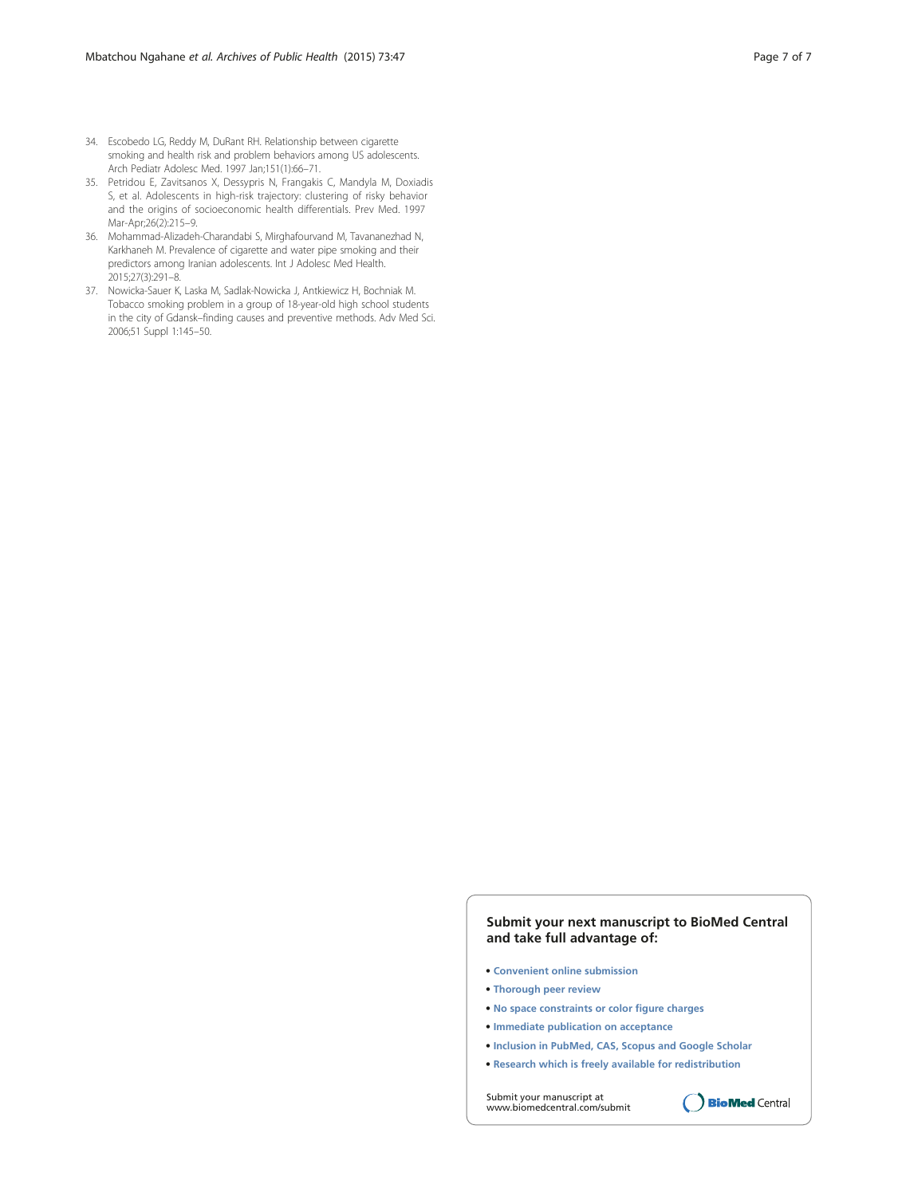34. Escobedo LG, Reddy M, DuRant RH. Relationship between cigarette smoking and health risk and problem behaviors among US adolescents. Arch Pediatr Adolesc Med. 1997 Jan;151(1):66–71.
35. Petridou E, Zavitsanos X, Dessypris N, Frangakis C, Mandyla M, Doxiadis S, et al. Adolescents in high-risk trajectory: clustering of risky behavior and the origins of socioeconomic health differentials. Prev Med. 1997 Mar-Apr;26(2):215–9.
36. Mohammad-Alizadeh-Charandabi S, Mirghafourvand M, Tavananezhad N, Karkhaneh M. Prevalence of cigarette and water pipe smoking and their predictors among Iranian adolescents. Int J Adolesc Med Health. 2015;27(3):291–8.
37. Nowicka-Sauer K, Laska M, Sadlak-Nowicka J, Antkiewicz H, Bochniak M. Tobacco smoking problem in a group of 18-year-old high school students in the city of Gdansk–finding causes and preventive methods. Adv Med Sci. 2006;51 Suppl 1:145–50.

**Submit your next manuscript to BioMed Central and take full advantage of:**

- **Convenient online submission**
- **Thorough peer review**
- **No space constraints or color figure charges**
- **Immediate publication on acceptance**
- **Inclusion in PubMed, CAS, Scopus and Google Scholar**
- **Research which is freely available for redistribution**

Submit your manuscript at
www.biomedcentral.com/submit

BioMed Central